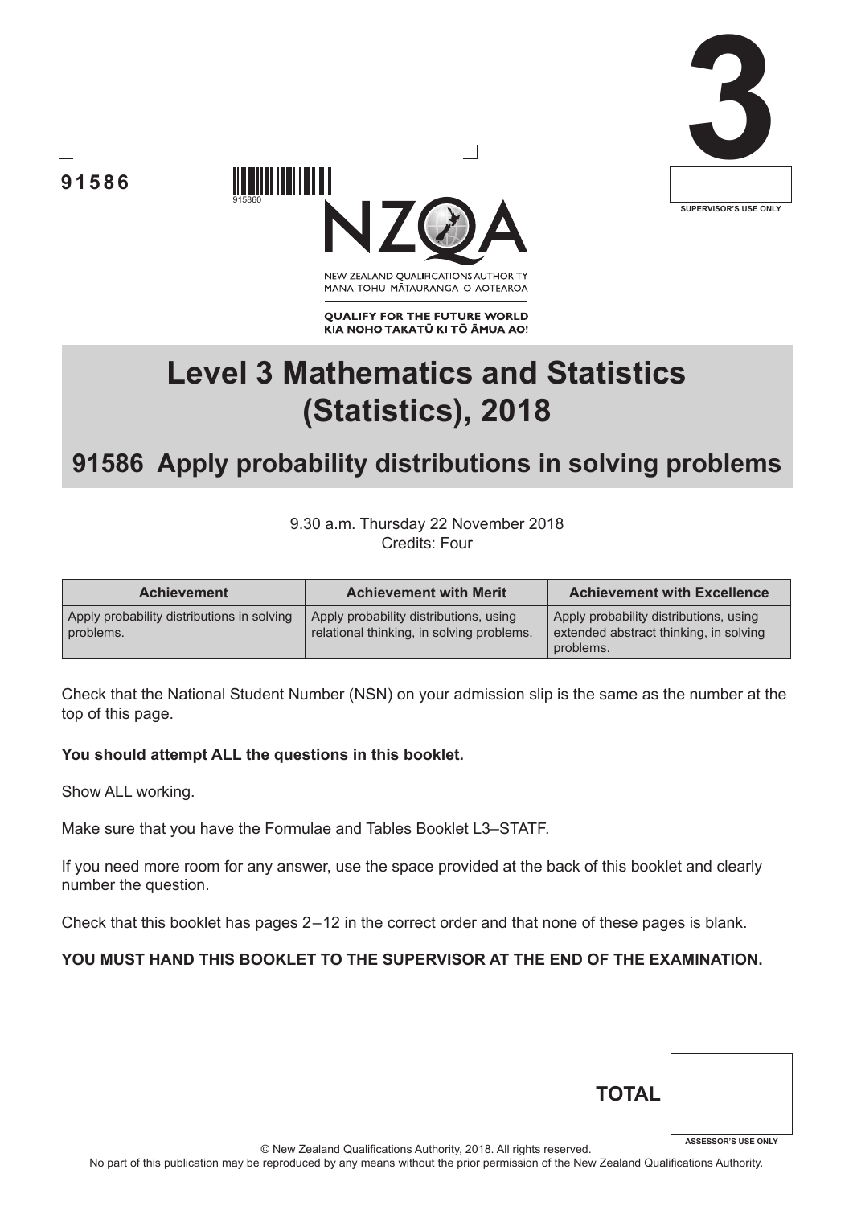91586

915860

NEW ZEALAND QUALIFICATIONS AUTHORITY
MANA TOHU MĀTAURANGA O AOTEAROA

QUALIFY FOR THE FUTURE WORLD
KIA NOHO TAKATŪ KI TŌ ĀMUA AO!

3

SUPERVISOR'S USE ONLY

# Level 3 Mathematics and Statistics (Statistics), 2018

## 91586 Apply probability distributions in solving problems

9.30 a.m. Thursday 22 November 2018
Credits: Four

| Achievement | Achievement with Merit | Achievement with Excellence |
|---|---|---|
| Apply probability distributions in solving problems. | Apply probability distributions, using relational thinking, in solving problems. | Apply probability distributions, using extended abstract thinking, in solving problems. |

Check that the National Student Number (NSN) on your admission slip is the same as the number at the top of this page.

**You should attempt ALL the questions in this booklet.**

Show ALL working.

Make sure that you have the Formulae and Tables Booklet L3–STATF.

If you need more room for any answer, use the space provided at the back of this booklet and clearly number the question.

Check that this booklet has pages 2–12 in the correct order and that none of these pages is blank.

**YOU MUST HAND THIS BOOKLET TO THE SUPERVISOR AT THE END OF THE EXAMINATION.**

**TOTAL**

ASSESSOR'S USE ONLY

© New Zealand Qualifications Authority, 2018. All rights reserved.
No part of this publication may be reproduced by any means without the prior permission of the New Zealand Qualifications Authority.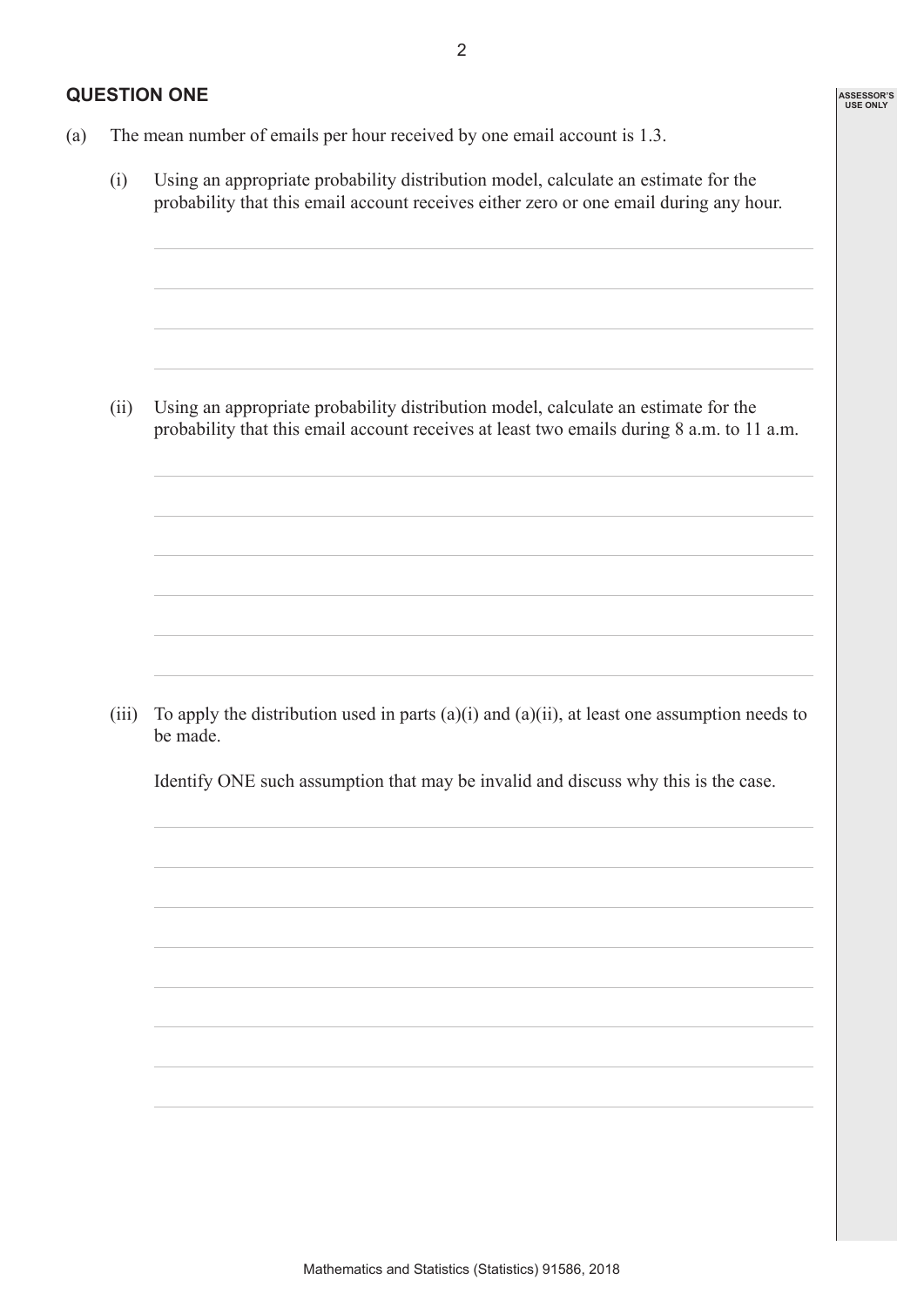## QUESTION ONE

(a) The mean number of emails per hour received by one email account is 1.3.

(i) Using an appropriate probability distribution model, calculate an estimate for the probability that this email account receives either zero or one email during any hour.

(ii) Using an appropriate probability distribution model, calculate an estimate for the probability that this email account receives at least two emails during 8 a.m. to 11 a.m.

(iii) To apply the distribution used in parts (a)(i) and (a)(ii), at least one assumption needs to be made.

Identify ONE such assumption that may be invalid and discuss why this is the case.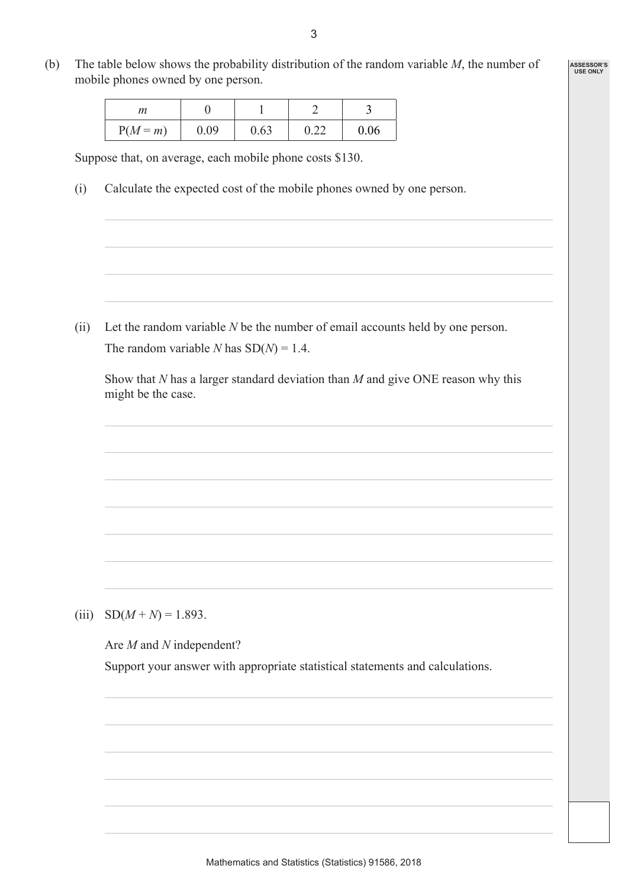(b) The table below shows the probability distribution of the random variable $M$, the number of mobile phones owned by one person.

| $m$ | 0 | 1 | 2 | 3 |
|---|---|---|---|---|
| $P(M = m)$ | 0.09 | 0.63 | 0.22 | 0.06 |

Suppose that, on average, each mobile phone costs \$130.

(i) Calculate the expected cost of the mobile phones owned by one person.

(ii) Let the random variable $N$ be the number of email accounts held by one person.

The random variable $N$ has $SD(N) = 1.4$.

Show that $N$ has a larger standard deviation than $M$ and give ONE reason why this might be the case.

(iii) $SD(M + N) = 1.893$.

Are $M$ and $N$ independent?

Support your answer with appropriate statistical statements and calculations.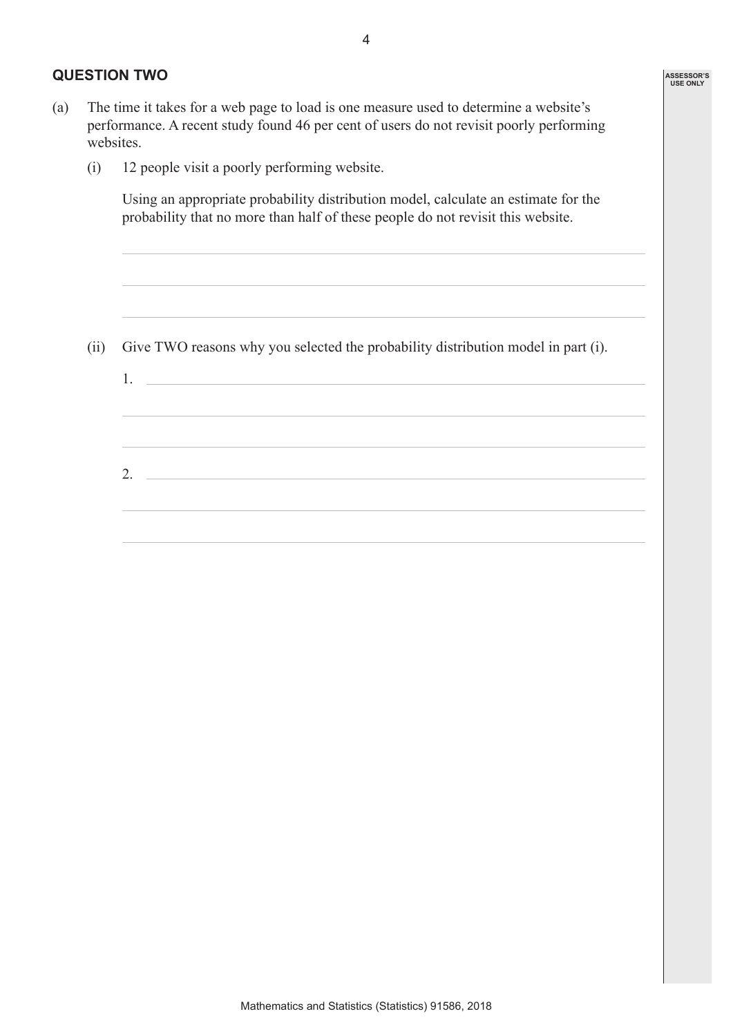## QUESTION TWO

(a) The time it takes for a web page to load is one measure used to determine a website's performance. A recent study found 46 per cent of users do not revisit poorly performing websites.

(i) 12 people visit a poorly performing website.

Using an appropriate probability distribution model, calculate an estimate for the probability that no more than half of these people do not revisit this website.

(ii) Give TWO reasons why you selected the probability distribution model in part (i).

1.

2.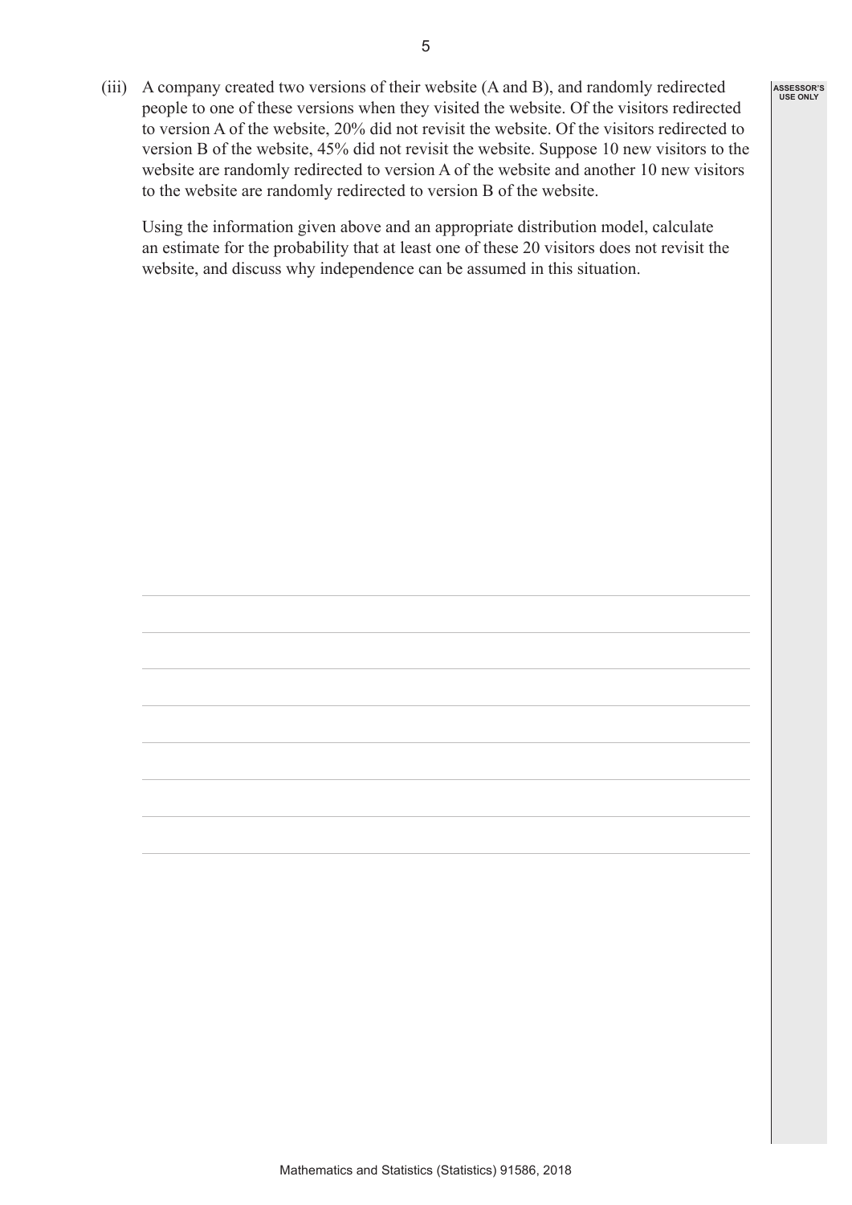(iii) A company created two versions of their website (A and B), and randomly redirected people to one of these versions when they visited the website. Of the visitors redirected to version A of the website, 20% did not revisit the website. Of the visitors redirected to version B of the website, 45% did not revisit the website. Suppose 10 new visitors to the website are randomly redirected to version A of the website and another 10 new visitors to the website are randomly redirected to version B of the website.

Using the information given above and an appropriate distribution model, calculate an estimate for the probability that at least one of these 20 visitors does not revisit the website, and discuss why independence can be assumed in this situation.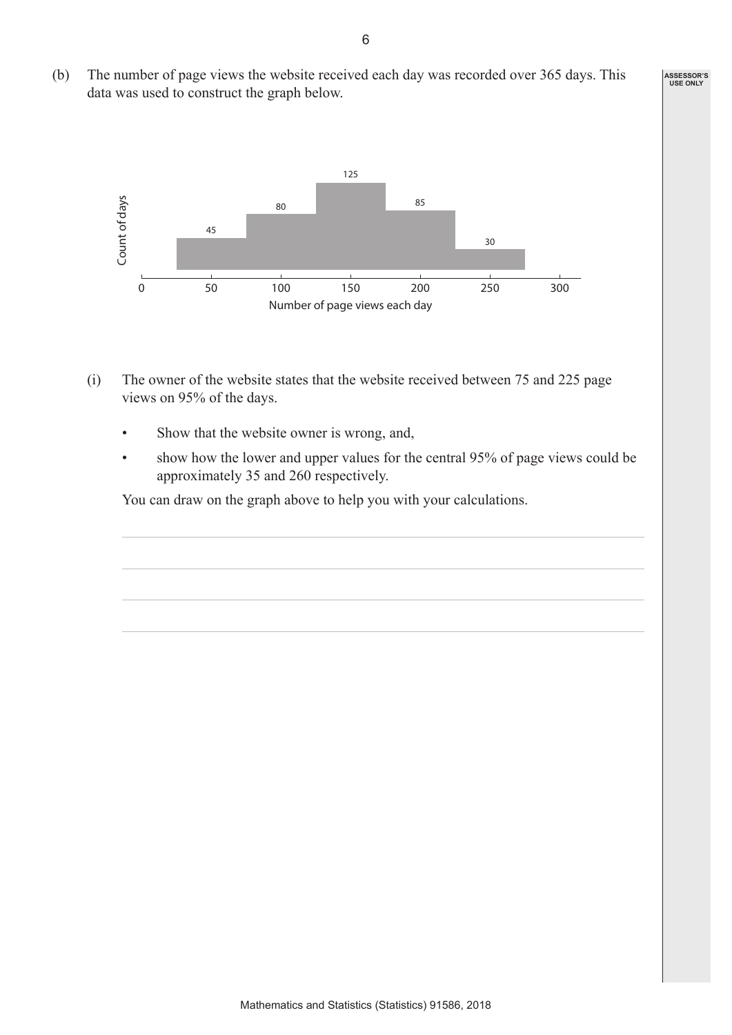(b) The number of page views the website received each day was recorded over 365 days. This data was used to construct the graph below.

| Number of page views each day | Count of days |
| --- | --- |
| 25–75 | 45 |
| 75–125 | 80 |
| 125–175 | 125 |
| 175–225 | 85 |
| 225–275 | 30 |

(i) The owner of the website states that the website received between 75 and 225 page views on 95% of the days.

- Show that the website owner is wrong, and,
- show how the lower and upper values for the central 95% of page views could be approximately 35 and 260 respectively.

You can draw on the graph above to help you with your calculations.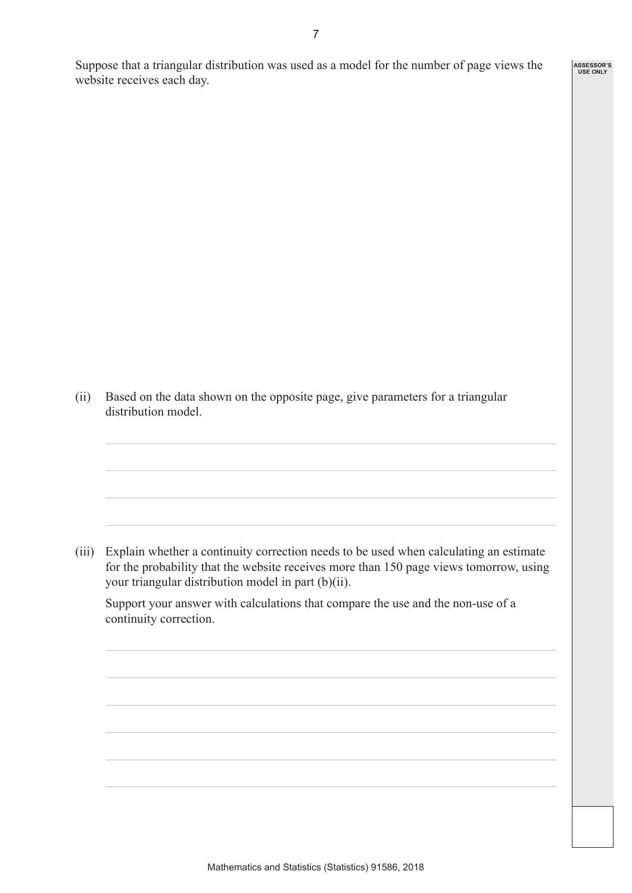Suppose that a triangular distribution was used as a model for the number of page views the website receives each day.

(ii) Based on the data shown on the opposite page, give parameters for a triangular distribution model.

(iii) Explain whether a continuity correction needs to be used when calculating an estimate for the probability that the website receives more than 150 page views tomorrow, using your triangular distribution model in part (b)(ii).

Support your answer with calculations that compare the use and the non-use of a continuity correction.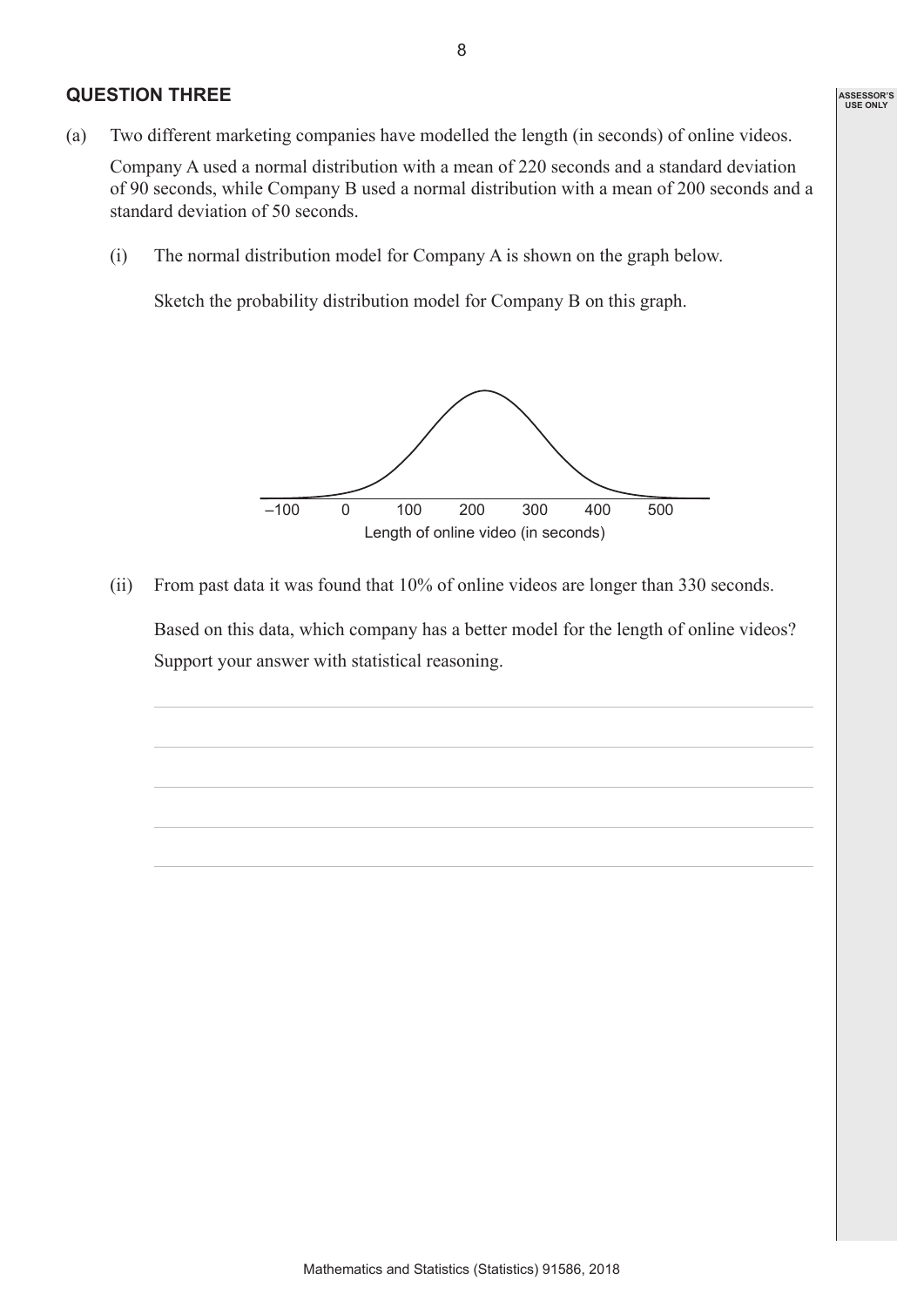## QUESTION THREE

(a) Two different marketing companies have modelled the length (in seconds) of online videos.

Company A used a normal distribution with a mean of 220 seconds and a standard deviation of 90 seconds, while Company B used a normal distribution with a mean of 200 seconds and a standard deviation of 50 seconds.

(i) The normal distribution model for Company A is shown on the graph below.

Sketch the probability distribution model for Company B on this graph.

–100 0 100 200 300 400 500

Length of online video (in seconds)

(ii) From past data it was found that 10% of online videos are longer than 330 seconds.

Based on this data, which company has a better model for the length of online videos? Support your answer with statistical reasoning.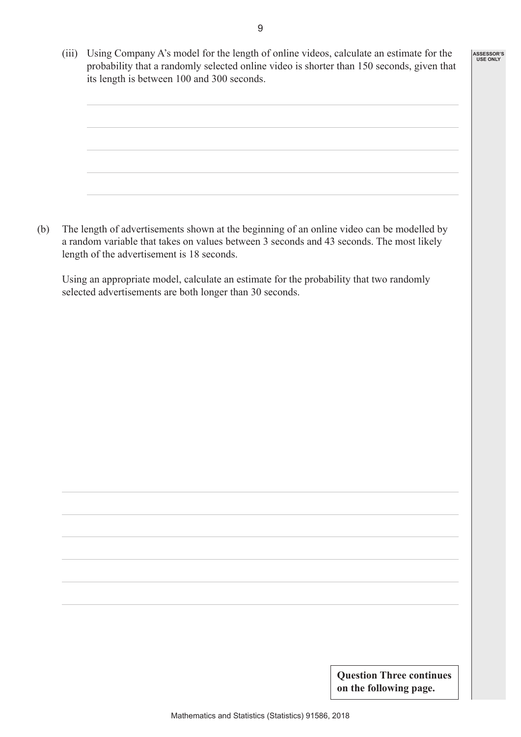(iii) Using Company A's model for the length of online videos, calculate an estimate for the probability that a randomly selected online video is shorter than 150 seconds, given that its length is between 100 and 300 seconds.

(b) The length of advertisements shown at the beginning of an online video can be modelled by a random variable that takes on values between 3 seconds and 43 seconds. The most likely length of the advertisement is 18 seconds.

Using an appropriate model, calculate an estimate for the probability that two randomly selected advertisements are both longer than 30 seconds.

**Question Three continues on the following page.**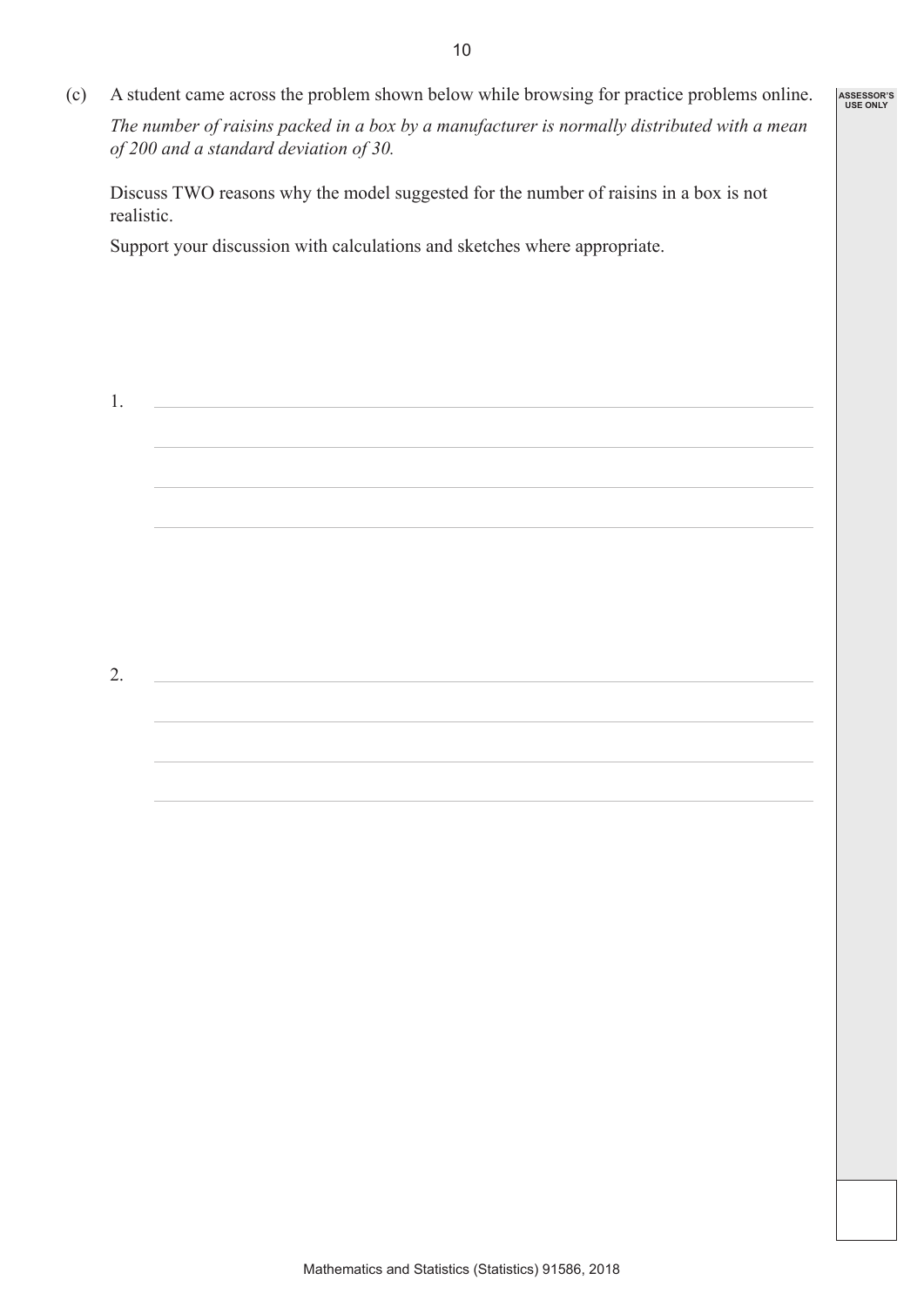(c) A student came across the problem shown below while browsing for practice problems online.

*The number of raisins packed in a box by a manufacturer is normally distributed with a mean of 200 and a standard deviation of 30.*

Discuss TWO reasons why the model suggested for the number of raisins in a box is not realistic.

Support your discussion with calculations and sketches where appropriate.

1.

2.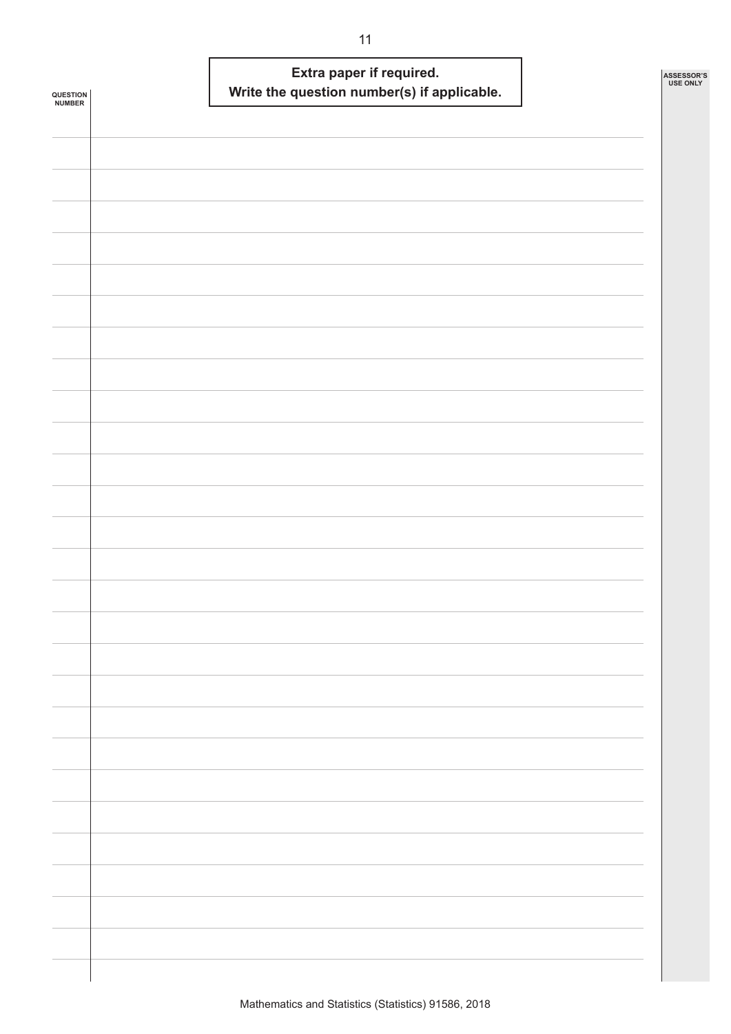**Extra paper if required.**
**Write the question number(s) if applicable.**

QUESTION NUMBER

ASSESSOR'S USE ONLY

Mathematics and Statistics (Statistics) 91586, 2018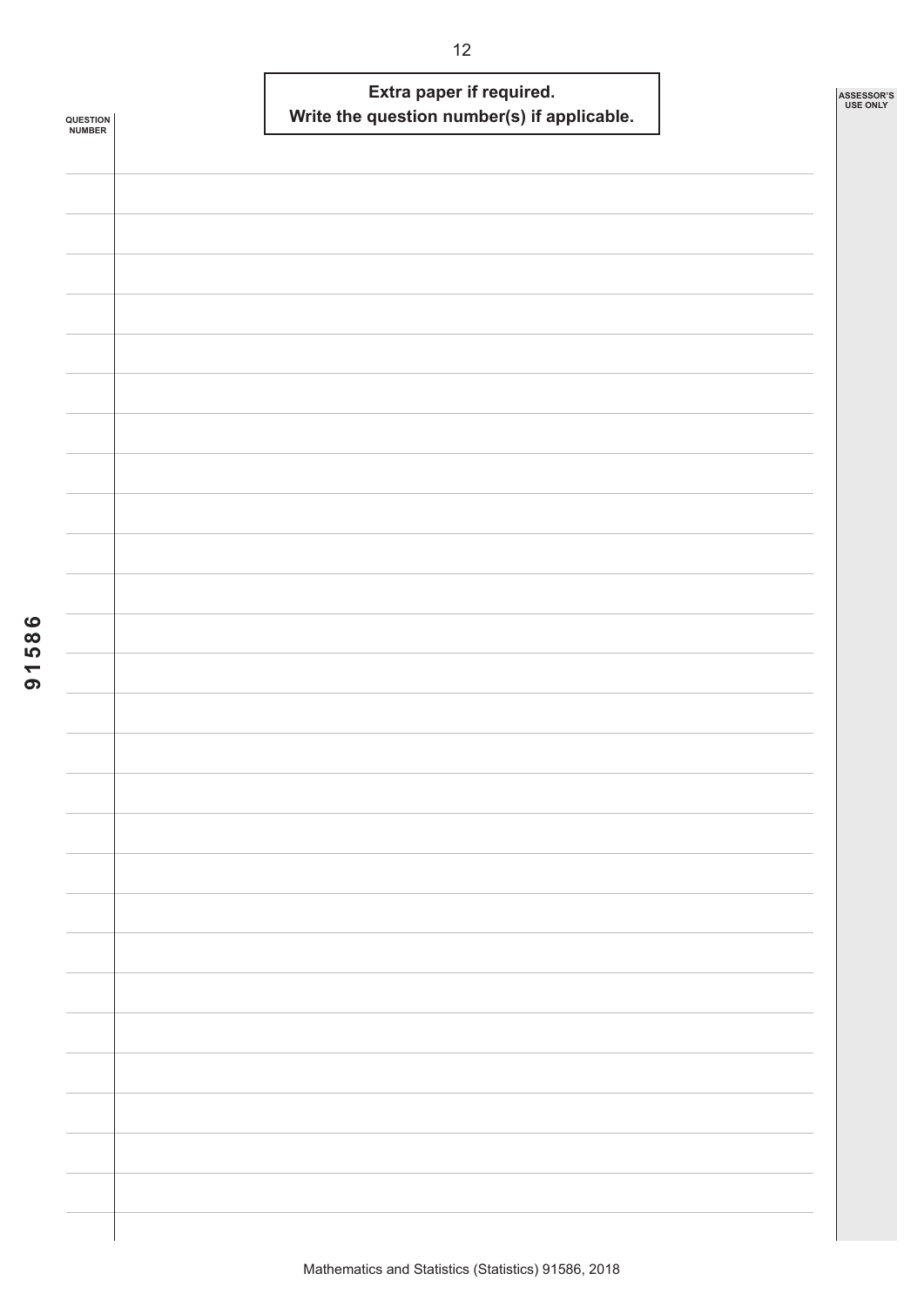**Extra paper if required.**
**Write the question number(s) if applicable.**

QUESTION NUMBER

ASSESSOR'S USE ONLY